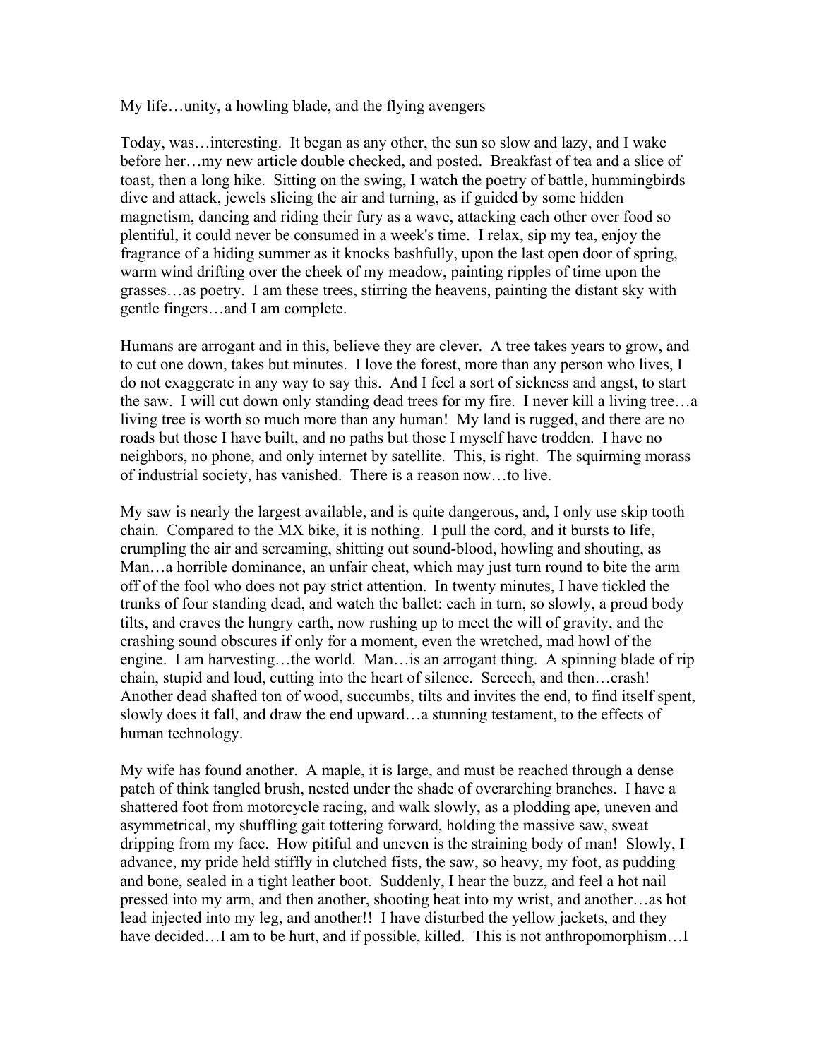My life…unity, a howling blade, and the flying avengers

Today, was…interesting. It began as any other, the sun so slow and lazy, and I wake before her…my new article double checked, and posted. Breakfast of tea and a slice of toast, then a long hike. Sitting on the swing, I watch the poetry of battle, hummingbirds dive and attack, jewels slicing the air and turning, as if guided by some hidden magnetism, dancing and riding their fury as a wave, attacking each other over food so plentiful, it could never be consumed in a week's time. I relax, sip my tea, enjoy the fragrance of a hiding summer as it knocks bashfully, upon the last open door of spring, warm wind drifting over the cheek of my meadow, painting ripples of time upon the grasses…as poetry. I am these trees, stirring the heavens, painting the distant sky with gentle fingers…and I am complete.

Humans are arrogant and in this, believe they are clever. A tree takes years to grow, and to cut one down, takes but minutes. I love the forest, more than any person who lives, I do not exaggerate in any way to say this. And I feel a sort of sickness and angst, to start the saw. I will cut down only standing dead trees for my fire. I never kill a living tree…a living tree is worth so much more than any human! My land is rugged, and there are no roads but those I have built, and no paths but those I myself have trodden. I have no neighbors, no phone, and only internet by satellite. This, is right. The squirming morass of industrial society, has vanished. There is a reason now…to live.

My saw is nearly the largest available, and is quite dangerous, and, I only use skip tooth chain. Compared to the MX bike, it is nothing. I pull the cord, and it bursts to life, crumpling the air and screaming, shitting out sound-blood, howling and shouting, as Man…a horrible dominance, an unfair cheat, which may just turn round to bite the arm off of the fool who does not pay strict attention. In twenty minutes, I have tickled the trunks of four standing dead, and watch the ballet: each in turn, so slowly, a proud body tilts, and craves the hungry earth, now rushing up to meet the will of gravity, and the crashing sound obscures if only for a moment, even the wretched, mad howl of the engine. I am harvesting…the world. Man…is an arrogant thing. A spinning blade of rip chain, stupid and loud, cutting into the heart of silence. Screech, and then…crash! Another dead shafted ton of wood, succumbs, tilts and invites the end, to find itself spent, slowly does it fall, and draw the end upward…a stunning testament, to the effects of human technology.

My wife has found another. A maple, it is large, and must be reached through a dense patch of think tangled brush, nested under the shade of overarching branches. I have a shattered foot from motorcycle racing, and walk slowly, as a plodding ape, uneven and asymmetrical, my shuffling gait tottering forward, holding the massive saw, sweat dripping from my face. How pitiful and uneven is the straining body of man! Slowly, I advance, my pride held stiffly in clutched fists, the saw, so heavy, my foot, as pudding and bone, sealed in a tight leather boot. Suddenly, I hear the buzz, and feel a hot nail pressed into my arm, and then another, shooting heat into my wrist, and another…as hot lead injected into my leg, and another!! I have disturbed the yellow jackets, and they have decided…I am to be hurt, and if possible, killed. This is not anthropomorphism…I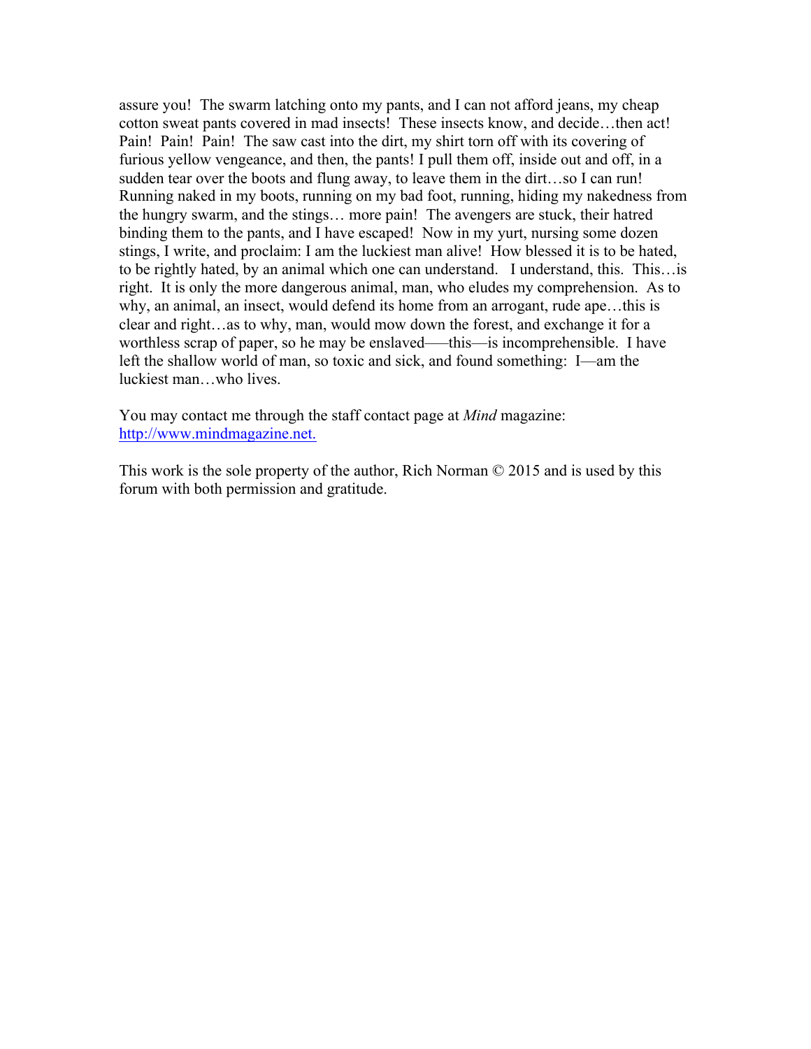assure you! The swarm latching onto my pants, and I can not afford jeans, my cheap cotton sweat pants covered in mad insects! These insects know, and decide…then act! Pain! Pain! Pain! The saw cast into the dirt, my shirt torn off with its covering of furious yellow vengeance, and then, the pants! I pull them off, inside out and off, in a sudden tear over the boots and flung away, to leave them in the dirt…so I can run! Running naked in my boots, running on my bad foot, running, hiding my nakedness from the hungry swarm, and the stings… more pain! The avengers are stuck, their hatred binding them to the pants, and I have escaped! Now in my yurt, nursing some dozen stings, I write, and proclaim: I am the luckiest man alive! How blessed it is to be hated, to be rightly hated, by an animal which one can understand. I understand, this. This…is right. It is only the more dangerous animal, man, who eludes my comprehension. As to why, an animal, an insect, would defend its home from an arrogant, rude ape…this is clear and right…as to why, man, would mow down the forest, and exchange it for a worthless scrap of paper, so he may be enslaved—–this—is incomprehensible. I have left the shallow world of man, so toxic and sick, and found something: I—am the luckiest man…who lives.

You may contact me through the staff contact page at *Mind* magazine: [http://www.mindmagazine.net.](http://www.mindmagazine.net.)

This work is the sole property of the author, Rich Norman © 2015 and is used by this forum with both permission and gratitude.